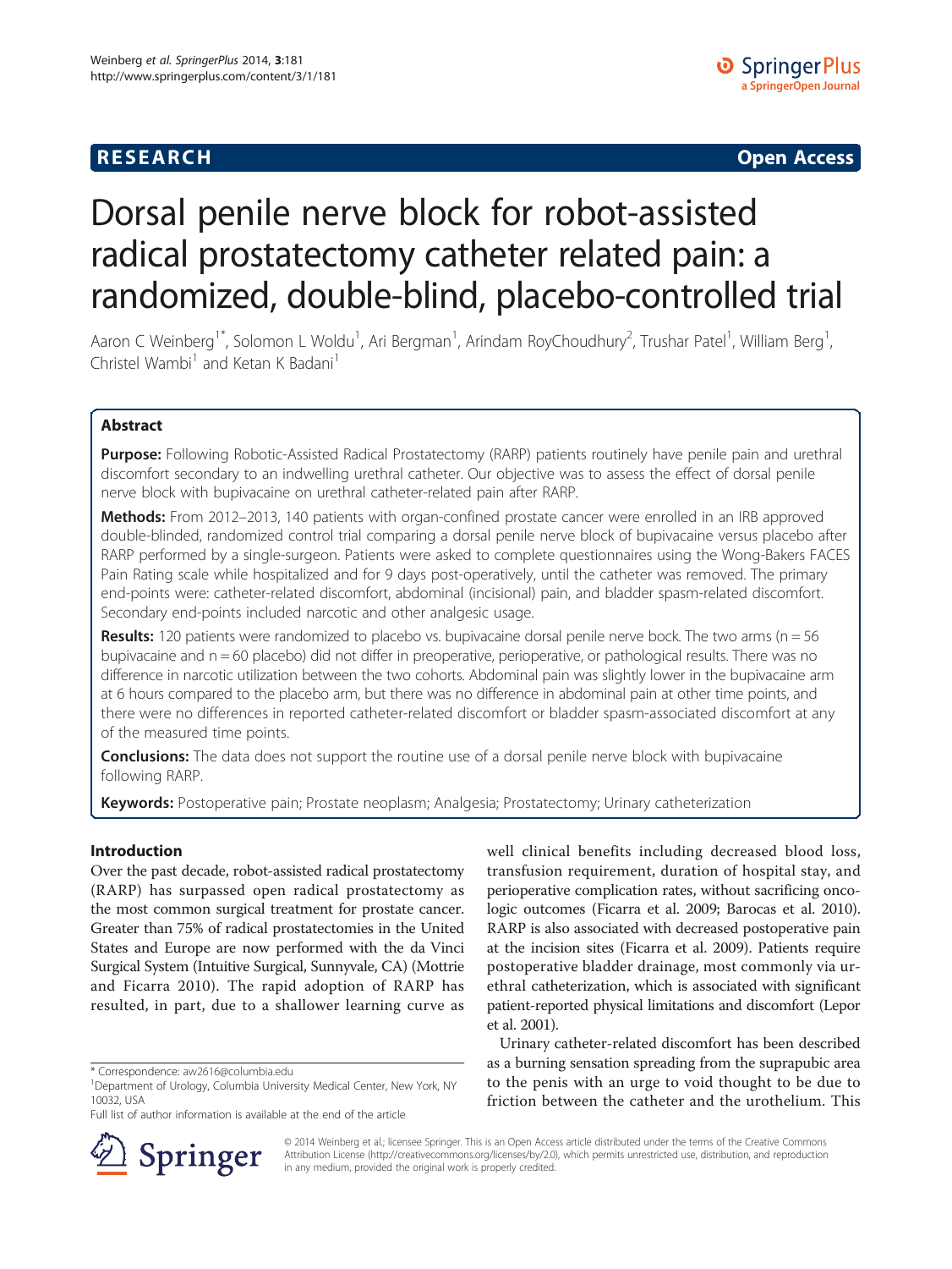RESEARCH Open Access

# Dorsal penile nerve block for robot-assisted radical prostatectomy catheter related pain: a randomized, double-blind, placebo-controlled trial

Aaron C Weinberg[1*], Solomon L Woldu[1], Ari Bergman[1], Arindam RoyChoudhury[2], Trushar Patel[1], William Berg[1], Christel Wambi[1] and Ketan K Badani[1]

## Abstract

**Purpose:** Following Robotic-Assisted Radical Prostatectomy (RARP) patients routinely have penile pain and urethral discomfort secondary to an indwelling urethral catheter. Our objective was to assess the effect of dorsal penile nerve block with bupivacaine on urethral catheter-related pain after RARP.

**Methods:** From 2012–2013, 140 patients with organ-confined prostate cancer were enrolled in an IRB approved double-blinded, randomized control trial comparing a dorsal penile nerve block of bupivacaine versus placebo after RARP performed by a single-surgeon. Patients were asked to complete questionnaires using the Wong-Bakers FACES Pain Rating scale while hospitalized and for 9 days post-operatively, until the catheter was removed. The primary end-points were: catheter-related discomfort, abdominal (incisional) pain, and bladder spasm-related discomfort. Secondary end-points included narcotic and other analgesic usage.

**Results:** 120 patients were randomized to placebo vs. bupivacaine dorsal penile nerve bock. The two arms (n = 56 bupivacaine and n = 60 placebo) did not differ in preoperative, perioperative, or pathological results. There was no difference in narcotic utilization between the two cohorts. Abdominal pain was slightly lower in the bupivacaine arm at 6 hours compared to the placebo arm, but there was no difference in abdominal pain at other time points, and there were no differences in reported catheter-related discomfort or bladder spasm-associated discomfort at any of the measured time points.

**Conclusions:** The data does not support the routine use of a dorsal penile nerve block with bupivacaine following RARP.

**Keywords:** Postoperative pain; Prostate neoplasm; Analgesia; Prostatectomy; Urinary catheterization

## Introduction

Over the past decade, robot-assisted radical prostatectomy (RARP) has surpassed open radical prostatectomy as the most common surgical treatment for prostate cancer. Greater than 75% of radical prostatectomies in the United States and Europe are now performed with the da Vinci Surgical System (Intuitive Surgical, Sunnyvale, CA) (Mottrie and Ficarra 2010). The rapid adoption of RARP has resulted, in part, due to a shallower learning curve as well clinical benefits including decreased blood loss, transfusion requirement, duration of hospital stay, and perioperative complication rates, without sacrificing oncologic outcomes (Ficarra et al. 2009; Barocas et al. 2010). RARP is also associated with decreased postoperative pain at the incision sites (Ficarra et al. 2009). Patients require postoperative bladder drainage, most commonly via urethral catheterization, which is associated with significant patient-reported physical limitations and discomfort (Lepor et al. 2001).

Urinary catheter-related discomfort has been described as a burning sensation spreading from the suprapubic area to the penis with an urge to void thought to be due to friction between the catheter and the urothelium. This

\* Correspondence: aw2616@columbia.edu
[1]Department of Urology, Columbia University Medical Center, New York, NY 10032, USA
Full list of author information is available at the end of the article

© 2014 Weinberg et al.; licensee Springer. This is an Open Access article distributed under the terms of the Creative Commons Attribution License (http://creativecommons.org/licenses/by/2.0), which permits unrestricted use, distribution, and reproduction in any medium, provided the original work is properly credited.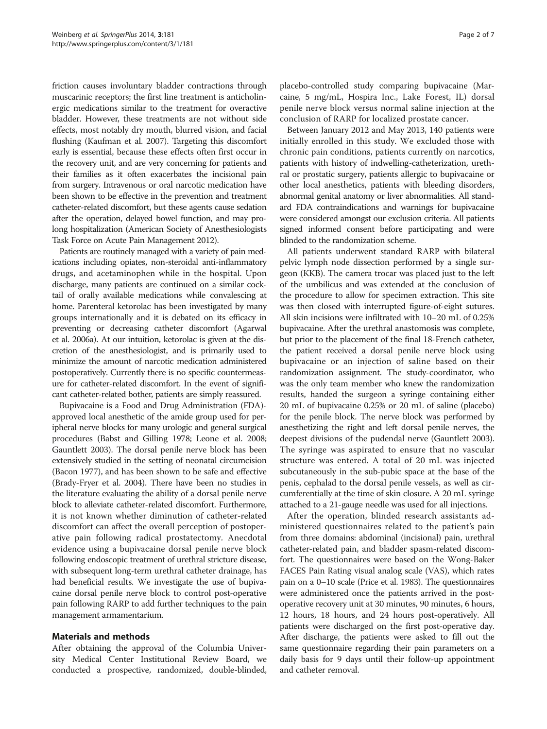friction causes involuntary bladder contractions through muscarinic receptors; the first line treatment is anticholinergic medications similar to the treatment for overactive bladder. However, these treatments are not without side effects, most notably dry mouth, blurred vision, and facial flushing (Kaufman et al. 2007). Targeting this discomfort early is essential, because these effects often first occur in the recovery unit, and are very concerning for patients and their families as it often exacerbates the incisional pain from surgery. Intravenous or oral narcotic medication have been shown to be effective in the prevention and treatment catheter-related discomfort, but these agents cause sedation after the operation, delayed bowel function, and may prolong hospitalization (American Society of Anesthesiologists Task Force on Acute Pain Management 2012).

Patients are routinely managed with a variety of pain medications including opiates, non-steroidal anti-inflammatory drugs, and acetaminophen while in the hospital. Upon discharge, many patients are continued on a similar cocktail of orally available medications while convalescing at home. Parenteral ketorolac has been investigated by many groups internationally and it is debated on its efficacy in preventing or decreasing catheter discomfort (Agarwal et al. 2006a). At our intuition, ketorolac is given at the discretion of the anesthesiologist, and is primarily used to minimize the amount of narcotic medication administered postoperatively. Currently there is no specific countermeasure for catheter-related discomfort. In the event of significant catheter-related bother, patients are simply reassured.

Bupivacaine is a Food and Drug Administration (FDA)-approved local anesthetic of the amide group used for peripheral nerve blocks for many urologic and general surgical procedures (Babst and Gilling 1978; Leone et al. 2008; Gauntlett 2003). The dorsal penile nerve block has been extensively studied in the setting of neonatal circumcision (Bacon 1977), and has been shown to be safe and effective (Brady-Fryer et al. 2004). There have been no studies in the literature evaluating the ability of a dorsal penile nerve block to alleviate catheter-related discomfort. Furthermore, it is not known whether diminution of catheter-related discomfort can affect the overall perception of postoperative pain following radical prostatectomy. Anecdotal evidence using a bupivacaine dorsal penile nerve block following endoscopic treatment of urethral stricture disease, with subsequent long-term urethral catheter drainage, has had beneficial results. We investigate the use of bupivacaine dorsal penile nerve block to control post-operative pain following RARP to add further techniques to the pain management armamentarium.

## Materials and methods

After obtaining the approval of the Columbia University Medical Center Institutional Review Board, we conducted a prospective, randomized, double-blinded, placebo-controlled study comparing bupivacaine (Marcaine, 5 mg/mL, Hospira Inc., Lake Forest, IL) dorsal penile nerve block versus normal saline injection at the conclusion of RARP for localized prostate cancer.

Between January 2012 and May 2013, 140 patients were initially enrolled in this study. We excluded those with chronic pain conditions, patients currently on narcotics, patients with history of indwelling-catheterization, urethral or prostatic surgery, patients allergic to bupivacaine or other local anesthetics, patients with bleeding disorders, abnormal genital anatomy or liver abnormalities. All standard FDA contraindications and warnings for bupivacaine were considered amongst our exclusion criteria. All patients signed informed consent before participating and were blinded to the randomization scheme.

All patients underwent standard RARP with bilateral pelvic lymph node dissection performed by a single surgeon (KKB). The camera trocar was placed just to the left of the umbilicus and was extended at the conclusion of the procedure to allow for specimen extraction. This site was then closed with interrupted figure-of-eight sutures. All skin incisions were infiltrated with 10–20 mL of 0.25% bupivacaine. After the urethral anastomosis was complete, but prior to the placement of the final 18-French catheter, the patient received a dorsal penile nerve block using bupivacaine or an injection of saline based on their randomization assignment. The study-coordinator, who was the only team member who knew the randomization results, handed the surgeon a syringe containing either 20 mL of bupivacaine 0.25% or 20 mL of saline (placebo) for the penile block. The nerve block was performed by anesthetizing the right and left dorsal penile nerves, the deepest divisions of the pudendal nerve (Gauntlett 2003). The syringe was aspirated to ensure that no vascular structure was entered. A total of 20 mL was injected subcutaneously in the sub-pubic space at the base of the penis, cephalad to the dorsal penile vessels, as well as circumferentially at the time of skin closure. A 20 mL syringe attached to a 21-gauge needle was used for all injections.

After the operation, blinded research assistants administered questionnaires related to the patient's pain from three domains: abdominal (incisional) pain, urethral catheter-related pain, and bladder spasm-related discomfort. The questionnaires were based on the Wong-Baker FACES Pain Rating visual analog scale (VAS), which rates pain on a 0–10 scale (Price et al. 1983). The questionnaires were administered once the patients arrived in the post-operative recovery unit at 30 minutes, 90 minutes, 6 hours, 12 hours, 18 hours, and 24 hours post-operatively. All patients were discharged on the first post-operative day. After discharge, the patients were asked to fill out the same questionnaire regarding their pain parameters on a daily basis for 9 days until their follow-up appointment and catheter removal.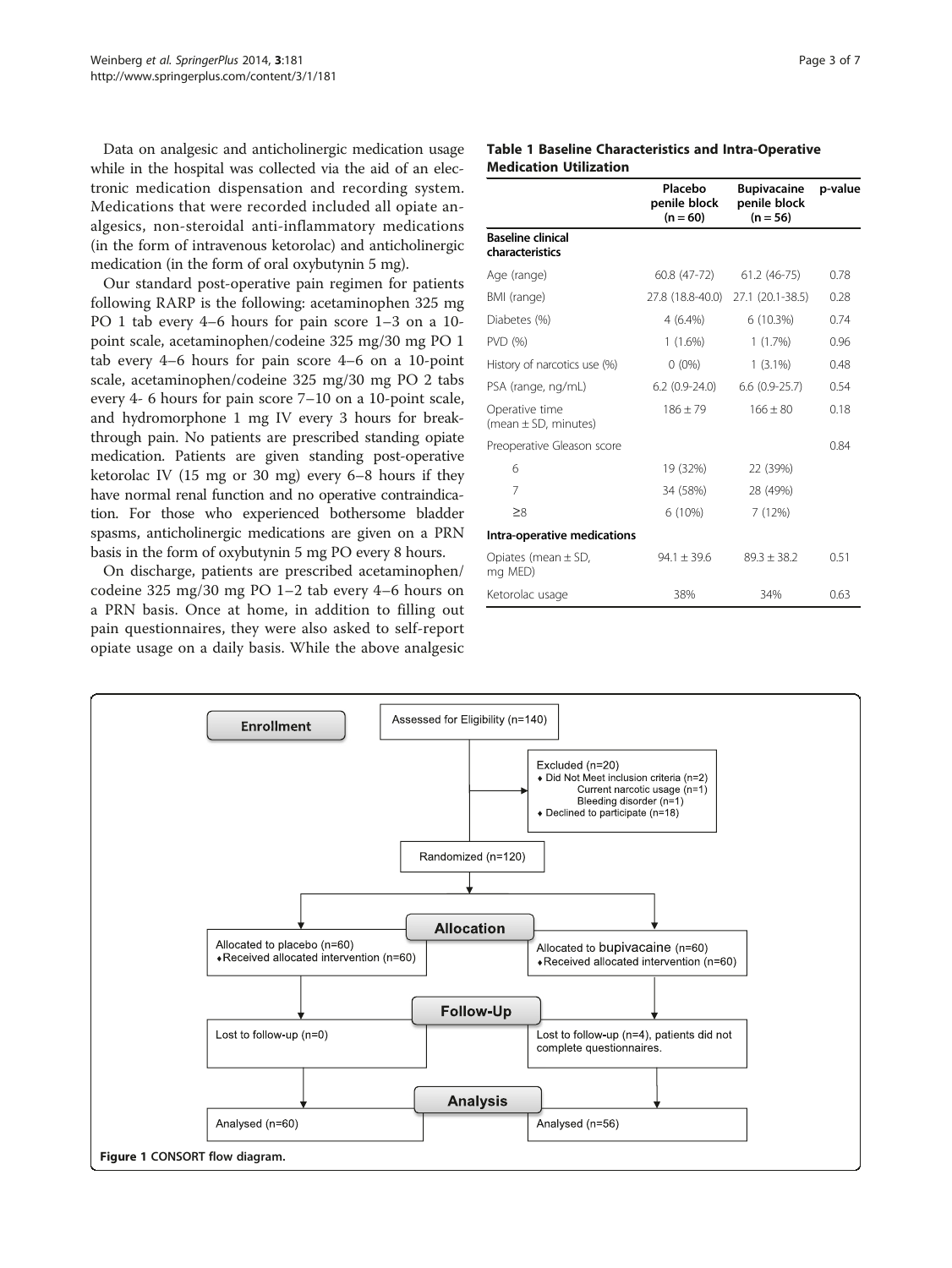Data on analgesic and anticholinergic medication usage while in the hospital was collected via the aid of an electronic medication dispensation and recording system. Medications that were recorded included all opiate analgesics, non-steroidal anti-inflammatory medications (in the form of intravenous ketorolac) and anticholinergic medication (in the form of oral oxybutynin 5 mg).

Our standard post-operative pain regimen for patients following RARP is the following: acetaminophen 325 mg PO 1 tab every 4–6 hours for pain score 1–3 on a 10-point scale, acetaminophen/codeine 325 mg/30 mg PO 1 tab every 4–6 hours for pain score 4–6 on a 10-point scale, acetaminophen/codeine 325 mg/30 mg PO 2 tabs every 4- 6 hours for pain score 7–10 on a 10-point scale, and hydromorphone 1 mg IV every 3 hours for breakthrough pain. No patients are prescribed standing opiate medication. Patients are given standing post-operative ketorolac IV (15 mg or 30 mg) every 6–8 hours if they have normal renal function and no operative contraindication. For those who experienced bothersome bladder spasms, anticholinergic medications are given on a PRN basis in the form of oxybutynin 5 mg PO every 8 hours.

On discharge, patients are prescribed acetaminophen/codeine 325 mg/30 mg PO 1–2 tab every 4–6 hours on a PRN basis. Once at home, in addition to filling out pain questionnaires, they were also asked to self-report opiate usage on a daily basis. While the above analgesic

**Table 1 Baseline Characteristics and Intra-Operative Medication Utilization**

| | Placebo penile block (n = 60) | Bupivacaine penile block (n = 56) | p-value |
|---|---|---|---|
| **Baseline clinical characteristics** | | | |
| Age (range) | 60.8 (47-72) | 61.2 (46-75) | 0.78 |
| BMI (range) | 27.8 (18.8-40.0) | 27.1 (20.1-38.5) | 0.28 |
| Diabetes (%) | 4 (6.4%) | 6 (10.3%) | 0.74 |
| PVD (%) | 1 (1.6%) | 1 (1.7%) | 0.96 |
| History of narcotics use (%) | 0 (0%) | 1 (3.1%) | 0.48 |
| PSA (range, ng/mL) | 6.2 (0.9-24.0) | 6.6 (0.9-25.7) | 0.54 |
| Operative time (mean ± SD, minutes) | 186 ± 79 | 166 ± 80 | 0.18 |
| Preoperative Gleason score | | | 0.84 |
| 6 | 19 (32%) | 22 (39%) | |
| 7 | 34 (58%) | 28 (49%) | |
| ≥8 | 6 (10%) | 7 (12%) | |
| **Intra-operative medications** | | | |
| Opiates (mean ± SD, mg MED) | 94.1 ± 39.6 | 89.3 ± 38.2 | 0.51 |
| Ketorolac usage | 38% | 34% | 0.63 |

**Enrollment**

Assessed for Eligibility (n=140)

Excluded (n=20)
- Did Not Meet inclusion criteria (n=2)
  - Current narcotic usage (n=1)
  - Bleeding disorder (n=1)
- Declined to participate (n=18)

Randomized (n=120)

**Allocation**

| Placebo arm | Bupivacaine arm |
|---|---|
| Allocated to placebo (n=60) | Allocated to bupivacaine (n=60) |
| Received allocated intervention (n=60) | Received allocated intervention (n=60) |

**Follow-Up**

| Placebo arm | Bupivacaine arm |
|---|---|
| Lost to follow-up (n=0) | Lost to follow-up (n=4), patients did not complete questionnaires. |

**Analysis**

| Placebo arm | Bupivacaine arm |
|---|---|
| Analysed (n=60) | Analysed (n=56) |

**Figure 1** CONSORT flow diagram.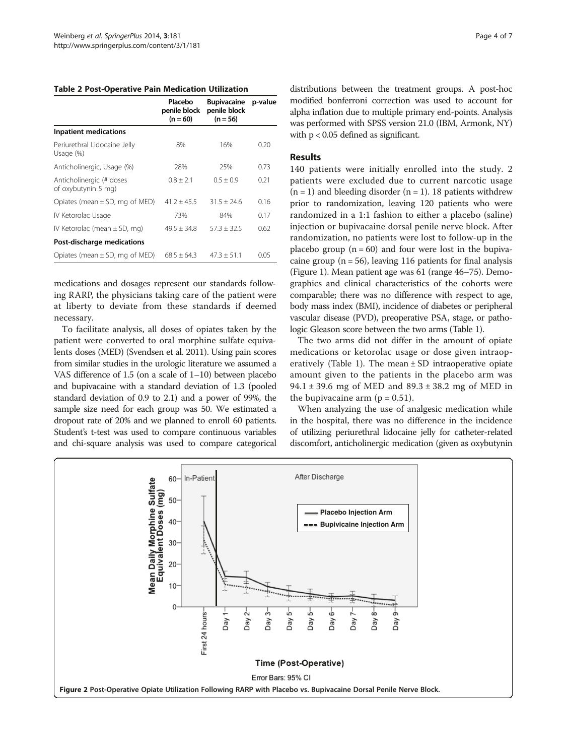**Table 2 Post-Operative Pain Medication Utilization**

| | Placebo penile block (n = 60) | Bupivacaine penile block (n = 56) | p-value |
|---|---|---|---|
| **Inpatient medications** | | | |
| Periurethral Lidocaine Jelly Usage (%) | 8% | 16% | 0.20 |
| Anticholinergic, Usage (%) | 28% | 25% | 0.73 |
| Anticholinergic (# doses of oxybutynin 5 mg) | 0.8 ± 2.1 | 0.5 ± 0.9 | 0.21 |
| Opiates (mean ± SD, mg of MED) | 41.2 ± 45.5 | 31.5 ± 24.6 | 0.16 |
| IV Ketorolac Usage | 73% | 84% | 0.17 |
| IV Ketorolac (mean ± SD, mg) | 49.5 ± 34.8 | 57.3 ± 32.5 | 0.62 |
| **Post-discharge medications** | | | |
| Opiates (mean ± SD, mg of MED) | 68.5 ± 64.3 | 47.3 ± 51.1 | 0.05 |

medications and dosages represent our standards following RARP, the physicians taking care of the patient were at liberty to deviate from these standards if deemed necessary.

To facilitate analysis, all doses of opiates taken by the patient were converted to oral morphine sulfate equivalents doses (MED) (Svendsen et al. 2011). Using pain scores from similar studies in the urologic literature we assumed a VAS difference of 1.5 (on a scale of 1–10) between placebo and bupivacaine with a standard deviation of 1.3 (pooled standard deviation of 0.9 to 2.1) and a power of 99%, the sample size need for each group was 50. We estimated a dropout rate of 20% and we planned to enroll 60 patients. Student's t-test was used to compare continuous variables and chi-square analysis was used to compare categorical distributions between the treatment groups. A post-hoc modified bonferroni correction was used to account for alpha inflation due to multiple primary end-points. Analysis was performed with SPSS version 21.0 (IBM, Armonk, NY) with $p < 0.05$ defined as significant.

## Results

140 patients were initially enrolled into the study. 2 patients were excluded due to current narcotic usage (n = 1) and bleeding disorder (n = 1). 18 patients withdrew prior to randomization, leaving 120 patients who were randomized in a 1:1 fashion to either a placebo (saline) injection or bupivacaine dorsal penile nerve block. After randomization, no patients were lost to follow-up in the placebo group (n = 60) and four were lost in the bupivacaine group (n = 56), leaving 116 patients for final analysis (Figure 1). Mean patient age was 61 (range 46–75). Demographics and clinical characteristics of the cohorts were comparable; there was no difference with respect to age, body mass index (BMI), incidence of diabetes or peripheral vascular disease (PVD), preoperative PSA, stage, or pathologic Gleason score between the two arms (Table 1).

The two arms did not differ in the amount of opiate medications or ketorolac usage or dose given intraoperatively (Table 1). The mean ± SD intraoperative opiate amount given to the patients in the placebo arm was 94.1 ± 39.6 mg of MED and 89.3 ± 38.2 mg of MED in the bupivacaine arm (p = 0.51).

When analyzing the use of analgesic medication while in the hospital, there was no difference in the incidence of utilizing periurethral lidocaine jelly for catheter-related discomfort, anticholinergic medication (given as oxybutynin

**Figure 2** Post-Operative Opiate Utilization Following RARP with Placebo vs. Bupivacaine Dorsal Penile Nerve Block.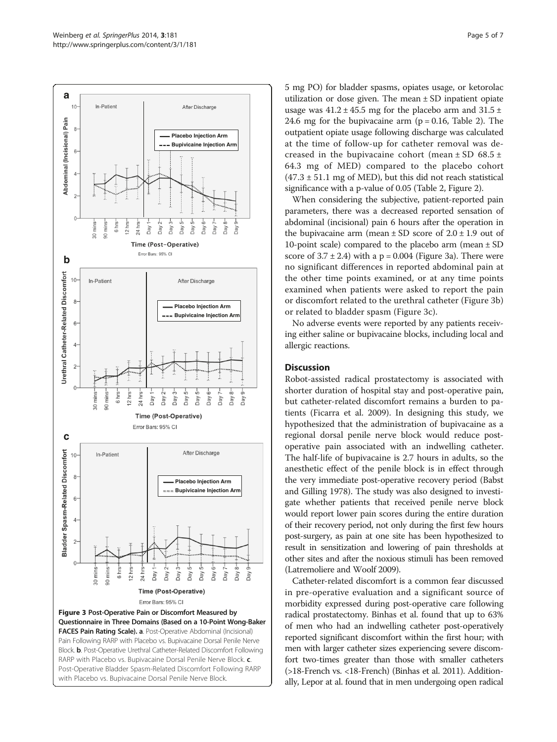Figure 3 Post-Operative Pain or Discomfort Measured by Questionnaire in Three Domains (Based on a 10-Point Wong-Baker FACES Pain Rating Scale). a. Post-Operative Abdominal (Incisional) Pain Following RARP with Placebo vs. Bupivacaine Dorsal Penile Nerve Block. b. Post-Operative Urethral Catheter-Related Discomfort Following RARP with Placebo vs. Bupivacaine Dorsal Penile Nerve Block. c. Post-Operative Bladder Spasm-Related Discomfort Following RARP with Placebo vs. Bupivacaine Dorsal Penile Nerve Block.

5 mg PO) for bladder spasms, opiates usage, or ketorolac utilization or dose given. The mean ± SD inpatient opiate usage was 41.2 ± 45.5 mg for the placebo arm and 31.5 ± 24.6 mg for the bupivacaine arm ($p = 0.16$, Table 2). The outpatient opiate usage following discharge was calculated at the time of follow-up for catheter removal was decreased in the bupivacaine cohort (mean ± SD 68.5 ± 64.3 mg of MED) compared to the placebo cohort (47.3 ± 51.1 mg of MED), but this did not reach statistical significance with a p-value of 0.05 (Table 2, Figure 2).

When considering the subjective, patient-reported pain parameters, there was a decreased reported sensation of abdominal (incisional) pain 6 hours after the operation in the bupivacaine arm (mean ± SD score of 2.0 ± 1.9 out of 10-point scale) compared to the placebo arm (mean ± SD score of 3.7 ± 2.4) with a $p = 0.004$ (Figure 3a). There were no significant differences in reported abdominal pain at the other time points examined, or at any time points examined when patients were asked to report the pain or discomfort related to the urethral catheter (Figure 3b) or related to bladder spasm (Figure 3c).

No adverse events were reported by any patients receiving either saline or bupivacaine blocks, including local and allergic reactions.

## Discussion

Robot-assisted radical prostatectomy is associated with shorter duration of hospital stay and post-operative pain, but catheter-related discomfort remains a burden to patients (Ficarra et al. 2009). In designing this study, we hypothesized that the administration of bupivacaine as a regional dorsal penile nerve block would reduce post-operative pain associated with an indwelling catheter. The half-life of bupivacaine is 2.7 hours in adults, so the anesthetic effect of the penile block is in effect through the very immediate post-operative recovery period (Babst and Gilling 1978). The study was also designed to investigate whether patients that received penile nerve block would report lower pain scores during the entire duration of their recovery period, not only during the first few hours post-surgery, as pain at one site has been hypothesized to result in sensitization and lowering of pain thresholds at other sites and after the noxious stimuli has been removed (Latremoliere and Woolf 2009).

Catheter-related discomfort is a common fear discussed in pre-operative evaluation and a significant source of morbidity expressed during post-operative care following radical prostatectomy. Binhas et al. found that up to 63% of men who had an indwelling catheter post-operatively reported significant discomfort within the first hour; with men with larger catheter sizes experiencing severe discomfort two-times greater than those with smaller catheters (>18-French vs. <18-French) (Binhas et al. 2011). Additionally, Lepor at al. found that in men undergoing open radical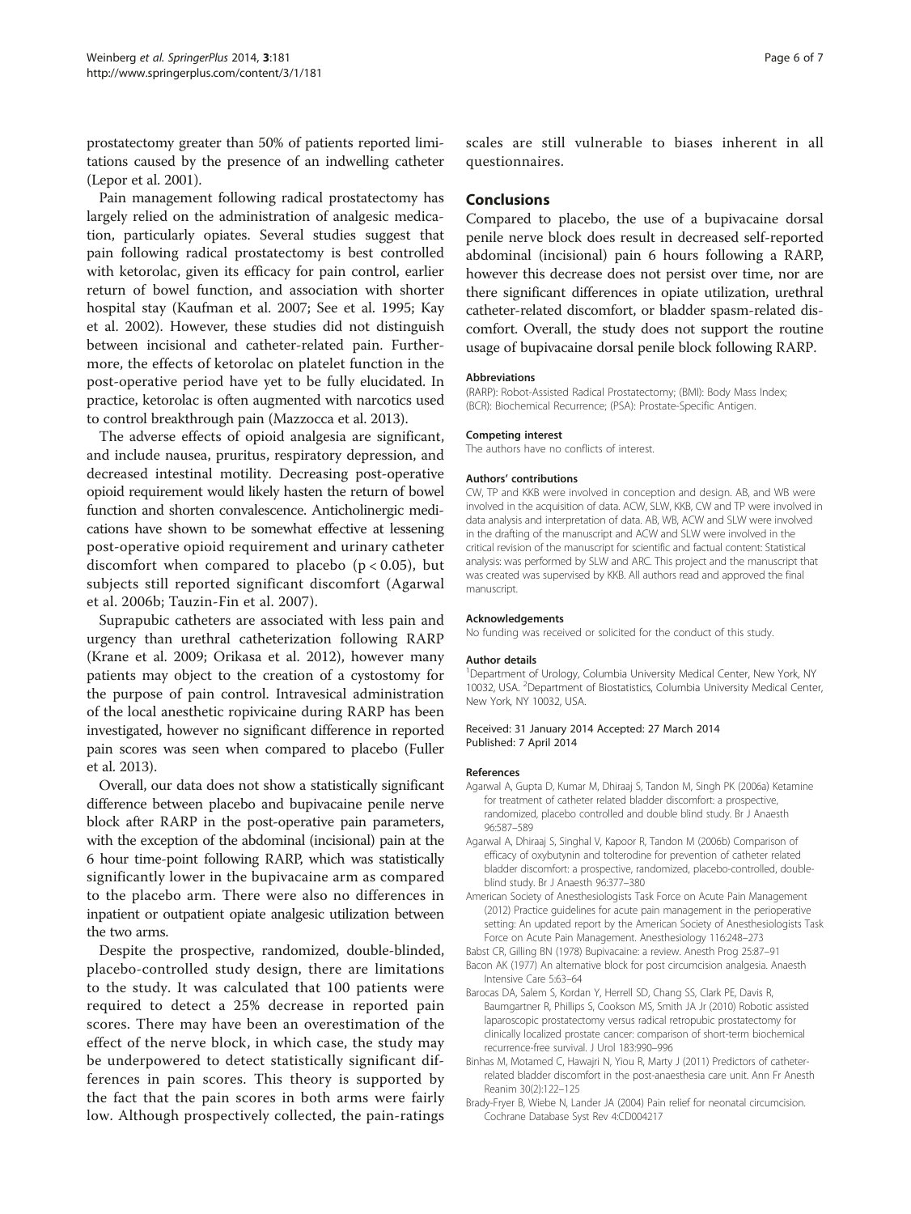prostatectomy greater than 50% of patients reported limitations caused by the presence of an indwelling catheter (Lepor et al. 2001).

Pain management following radical prostatectomy has largely relied on the administration of analgesic medication, particularly opiates. Several studies suggest that pain following radical prostatectomy is best controlled with ketorolac, given its efficacy for pain control, earlier return of bowel function, and association with shorter hospital stay (Kaufman et al. 2007; See et al. 1995; Kay et al. 2002). However, these studies did not distinguish between incisional and catheter-related pain. Furthermore, the effects of ketorolac on platelet function in the post-operative period have yet to be fully elucidated. In practice, ketorolac is often augmented with narcotics used to control breakthrough pain (Mazzocca et al. 2013).

The adverse effects of opioid analgesia are significant, and include nausea, pruritus, respiratory depression, and decreased intestinal motility. Decreasing post-operative opioid requirement would likely hasten the return of bowel function and shorten convalescence. Anticholinergic medications have shown to be somewhat effective at lessening post-operative opioid requirement and urinary catheter discomfort when compared to placebo ($p < 0.05$), but subjects still reported significant discomfort (Agarwal et al. 2006b; Tauzin-Fin et al. 2007).

Suprapubic catheters are associated with less pain and urgency than urethral catheterization following RARP (Krane et al. 2009; Orikasa et al. 2012), however many patients may object to the creation of a cystostomy for the purpose of pain control. Intravesical administration of the local anesthetic ropivicaine during RARP has been investigated, however no significant difference in reported pain scores was seen when compared to placebo (Fuller et al. 2013).

Overall, our data does not show a statistically significant difference between placebo and bupivacaine penile nerve block after RARP in the post-operative pain parameters, with the exception of the abdominal (incisional) pain at the 6 hour time-point following RARP, which was statistically significantly lower in the bupivacaine arm as compared to the placebo arm. There were also no differences in inpatient or outpatient opiate analgesic utilization between the two arms.

Despite the prospective, randomized, double-blinded, placebo-controlled study design, there are limitations to the study. It was calculated that 100 patients were required to detect a 25% decrease in reported pain scores. There may have been an overestimation of the effect of the nerve block, in which case, the study may be underpowered to detect statistically significant differences in pain scores. This theory is supported by the fact that the pain scores in both arms were fairly low. Although prospectively collected, the pain-ratings scales are still vulnerable to biases inherent in all questionnaires.

## Conclusions

Compared to placebo, the use of a bupivacaine dorsal penile nerve block does result in decreased self-reported abdominal (incisional) pain 6 hours following a RARP, however this decrease does not persist over time, nor are there significant differences in opiate utilization, urethral catheter-related discomfort, or bladder spasm-related discomfort. Overall, the study does not support the routine usage of bupivacaine dorsal penile block following RARP.

#### Abbreviations

(RARP): Robot-Assisted Radical Prostatectomy; (BMI): Body Mass Index; (BCR): Biochemical Recurrence; (PSA): Prostate-Specific Antigen.

#### Competing interest

The authors have no conflicts of interest.

#### Authors' contributions

CW, TP and KKB were involved in conception and design. AB, and WB were involved in the acquisition of data. ACW, SLW, KKB, CW and TP were involved in data analysis and interpretation of data. AB, WB, ACW and SLW were involved in the drafting of the manuscript and ACW and SLW were involved in the critical revision of the manuscript for scientific and factual content: Statistical analysis: was performed by SLW and ARC. This project and the manuscript that was created was supervised by KKB. All authors read and approved the final manuscript.

#### Acknowledgements

No funding was received or solicited for the conduct of this study.

#### Author details

[1]Department of Urology, Columbia University Medical Center, New York, NY 10032, USA. [2]Department of Biostatistics, Columbia University Medical Center, New York, NY 10032, USA.

Received: 31 January 2014 Accepted: 27 March 2014
Published: 7 April 2014

#### References

Agarwal A, Gupta D, Kumar M, Dhiraaj S, Tandon M, Singh PK (2006a) Ketamine for treatment of catheter related bladder discomfort: a prospective, randomized, placebo controlled and double blind study. Br J Anaesth 96:587–589

Agarwal A, Dhiraaj S, Singhal V, Kapoor R, Tandon M (2006b) Comparison of efficacy of oxybutynin and tolterodine for prevention of catheter related bladder discomfort: a prospective, randomized, placebo-controlled, double-blind study. Br J Anaesth 96:377–380

American Society of Anesthesiologists Task Force on Acute Pain Management (2012) Practice guidelines for acute pain management in the perioperative setting: An updated report by the American Society of Anesthesiologists Task Force on Acute Pain Management. Anesthesiology 116:248–273

Babst CR, Gilling BN (1978) Bupivacaine: a review. Anesth Prog 25:87–91

Bacon AK (1977) An alternative block for post circumcision analgesia. Anaesth Intensive Care 5:63–64

Barocas DA, Salem S, Kordan Y, Herrell SD, Chang SS, Clark PE, Davis R, Baumgartner R, Phillips S, Cookson MS, Smith JA Jr (2010) Robotic assisted laparoscopic prostatectomy versus radical retropubic prostatectomy for clinically localized prostate cancer: comparison of short-term biochemical recurrence-free survival. J Urol 183:990–996

Binhas M, Motamed C, Hawajri N, Yiou R, Marty J (2011) Predictors of catheter-related bladder discomfort in the post-anaesthesia care unit. Ann Fr Anesth Reanim 30(2):122–125

Brady-Fryer B, Wiebe N, Lander JA (2004) Pain relief for neonatal circumcision. Cochrane Database Syst Rev 4:CD004217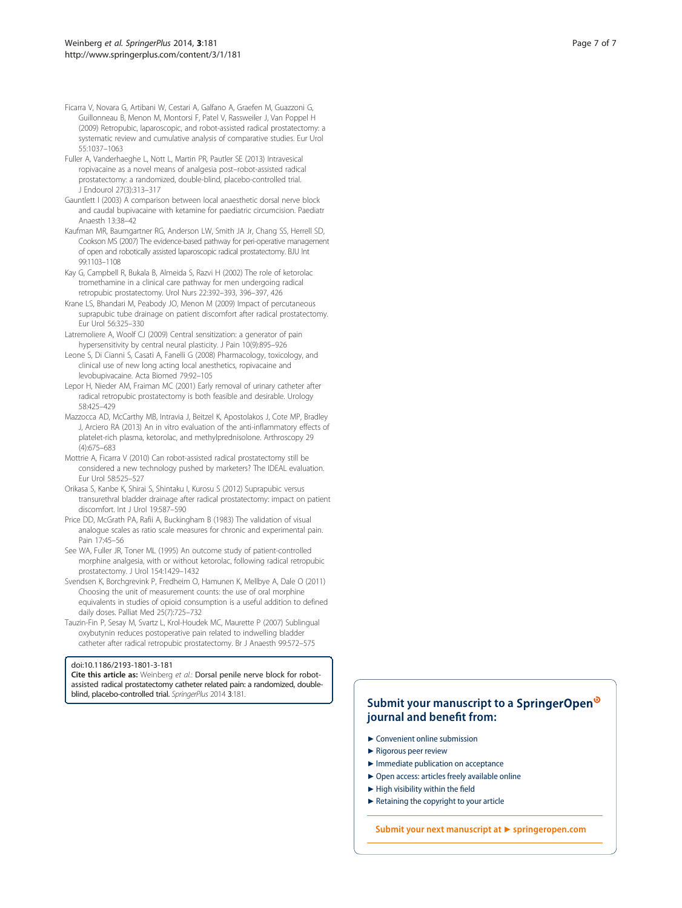Ficarra V, Novara G, Artibani W, Cestari A, Galfano A, Graefen M, Guazzoni G, Guillonneau B, Menon M, Montorsi F, Patel V, Rassweiler J, Van Poppel H (2009) Retropubic, laparoscopic, and robot-assisted radical prostatectomy: a systematic review and cumulative analysis of comparative studies. Eur Urol 55:1037–1063

Fuller A, Vanderhaeghe L, Nott L, Martin PR, Pautler SE (2013) Intravesical ropivacaine as a novel means of analgesia post–robot-assisted radical prostatectomy: a randomized, double-blind, placebo-controlled trial. J Endourol 27(3):313–317

Gauntlett I (2003) A comparison between local anaesthetic dorsal nerve block and caudal bupivacaine with ketamine for paediatric circumcision. Paediatr Anaesth 13:38–42

Kaufman MR, Baumgartner RG, Anderson LW, Smith JA Jr, Chang SS, Herrell SD, Cookson MS (2007) The evidence-based pathway for peri-operative management of open and robotically assisted laparoscopic radical prostatectomy. BJU Int 99:1103–1108

Kay G, Campbell R, Bukala B, Almeida S, Razvi H (2002) The role of ketorolac tromethamine in a clinical care pathway for men undergoing radical retropubic prostatectomy. Urol Nurs 22:392–393, 396–397, 426

Krane LS, Bhandari M, Peabody JO, Menon M (2009) Impact of percutaneous suprapubic tube drainage on patient discomfort after radical prostatectomy. Eur Urol 56:325–330

Latremoliere A, Woolf CJ (2009) Central sensitization: a generator of pain hypersensitivity by central neural plasticity. J Pain 10(9):895–926

Leone S, Di Cianni S, Casati A, Fanelli G (2008) Pharmacology, toxicology, and clinical use of new long acting local anesthetics, ropivacaine and levobupivacaine. Acta Biomed 79:92–105

Lepor H, Nieder AM, Fraiman MC (2001) Early removal of urinary catheter after radical retropubic prostatectomy is both feasible and desirable. Urology 58:425–429

Mazzocca AD, McCarthy MB, Intravia J, Beitzel K, Apostolakos J, Cote MP, Bradley J, Arciero RA (2013) An in vitro evaluation of the anti-inflammatory effects of platelet-rich plasma, ketorolac, and methylprednisolone. Arthroscopy 29 (4):675–683

Mottrie A, Ficarra V (2010) Can robot-assisted radical prostatectomy still be considered a new technology pushed by marketers? The IDEAL evaluation. Eur Urol 58:525–527

Orikasa S, Kanbe K, Shirai S, Shintaku I, Kurosu S (2012) Suprapubic versus transurethral bladder drainage after radical prostatectomy: impact on patient discomfort. Int J Urol 19:587–590

Price DD, McGrath PA, Rafii A, Buckingham B (1983) The validation of visual analogue scales as ratio scale measures for chronic and experimental pain. Pain 17:45–56

See WA, Fuller JR, Toner ML (1995) An outcome study of patient-controlled morphine analgesia, with or without ketorolac, following radical retropubic prostatectomy. J Urol 154:1429–1432

Svendsen K, Borchgrevink P, Fredheim O, Hamunen K, Mellbye A, Dale O (2011) Choosing the unit of measurement counts: the use of oral morphine equivalents in studies of opioid consumption is a useful addition to defined daily doses. Palliat Med 25(7):725–732

Tauzin-Fin P, Sesay M, Svartz L, Krol-Houdek MC, Maurette P (2007) Sublingual oxybutynin reduces postoperative pain related to indwelling bladder catheter after radical retropubic prostatectomy. Br J Anaesth 99:572–575

doi:10.1186/2193-1801-3-181

**Cite this article as:** Weinberg *et al.*: Dorsal penile nerve block for robot-assisted radical prostatectomy catheter related pain: a randomized, double-blind, placebo-controlled trial. *SpringerPlus* 2014 **3**:181.

**Submit your manuscript to a SpringerOpen journal and benefit from:**

- ► Convenient online submission
- ► Rigorous peer review
- ► Immediate publication on acceptance
- ► Open access: articles freely available online
- ► High visibility within the field
- ► Retaining the copyright to your article

**Submit your next manuscript at ► springeropen.com**